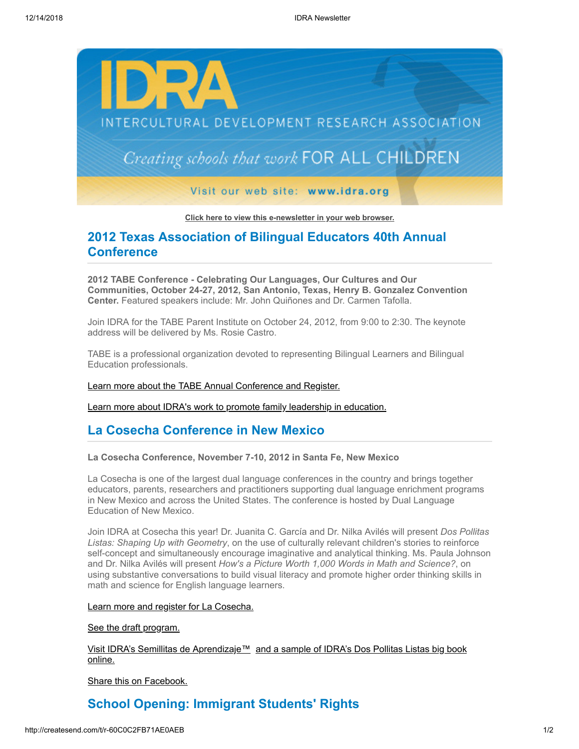# IDRA

INTERCULTURAL DEVELOPMENT RESEARCH ASSOCIATION

*Creating schools that work* FOR ALL CHILDREN

Visit our web site: **www.idra.org**

Click here to view this e-newsletter in your web browser.

## 2012 Texas Association of Bilingual Educators 40th Annual Conference

**2012 TABE Conference - Celebrating Our Languages, Our Cultures and Our Communities, October 24-27, 2012, San Antonio, Texas, Henry B. Gonzalez Convention Center.** Featured speakers include: Mr. John Quiñones and Dr. Carmen Tafolla.

Join IDRA for the TABE Parent Institute on October 24, 2012, from 9:00 to 2:30. The keynote address will be delivered by Ms. Rosie Castro.

TABE is a professional organization devoted to representing Bilingual Learners and Bilingual Education professionals.

Learn more about the TABE Annual Conference and Register.

Learn more about IDRA's work to promote family leadership in education.

## La Cosecha Conference in New Mexico

**La Cosecha Conference, November 7-10, 2012 in Santa Fe, New Mexico**

La Cosecha is one of the largest dual language conferences in the country and brings together educators, parents, researchers and practitioners supporting dual language enrichment programs in New Mexico and across the United States. The conference is hosted by Dual Language Education of New Mexico.

Join IDRA at Cosecha this year! Dr. Juanita C. García and Dr. Nilka Avilés will present *Dos Pollitas Listas: Shaping Up with Geometry*, on the use of culturally relevant children's stories to reinforce self-concept and simultaneously encourage imaginative and analytical thinking. Ms. Paula Johnson and Dr. Nilka Avilés will present *How's a Picture Worth 1,000 Words in Math and Science?*, on using substantive conversations to build visual literacy and promote higher order thinking skills in math and science for English language learners.

Learn more and register for La Cosecha.

See the draft program.

Visit IDRA's Semillitas de Aprendizaje™ and a sample of IDRA's Dos Pollitas Listas big book online.

Share this on Facebook.

## School Opening: Immigrant Students' Rights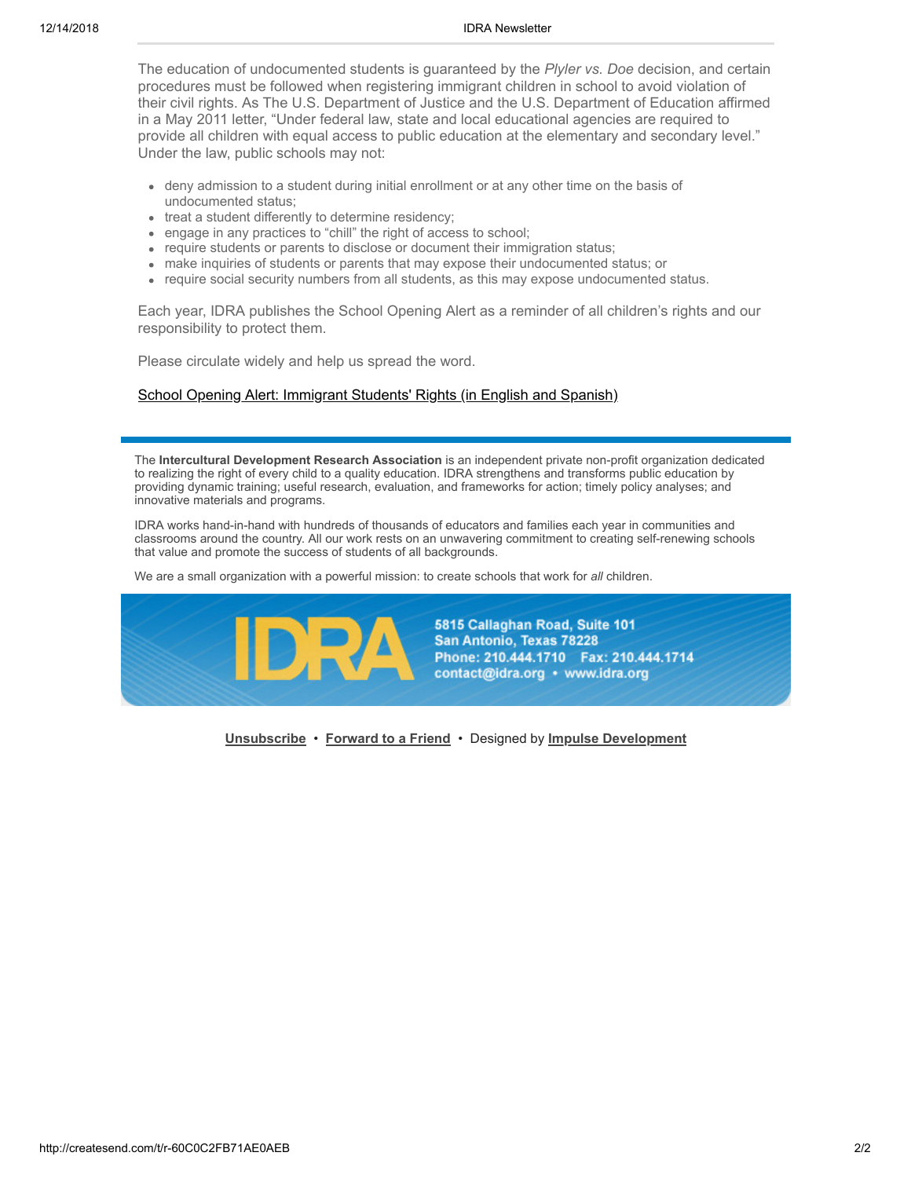The education of undocumented students is guaranteed by the *Plyler vs. Doe* decision, and certain procedures must be followed when registering immigrant children in school to avoid violation of their civil rights. As The U.S. Department of Justice and the U.S. Department of Education affirmed in a May 2011 letter, "Under federal law, state and local educational agencies are required to provide all children with equal access to public education at the elementary and secondary level." Under the law, public schools may not:

- deny admission to a student during initial enrollment or at any other time on the basis of undocumented status;
- treat a student differently to determine residency;
- engage in any practices to "chill" the right of access to school;
- require students or parents to disclose or document their immigration status;
- make inquiries of students or parents that may expose their undocumented status; or
- require social security numbers from all students, as this may expose undocumented status.

Each year, IDRA publishes the School Opening Alert as a reminder of all children's rights and our responsibility to protect them.

Please circulate widely and help us spread the word.

School Opening Alert: Immigrant Students' Rights (in English and Spanish)

The **Intercultural Development Research Association** is an independent private non-profit organization dedicated to realizing the right of every child to a quality education. IDRA strengthens and transforms public education by providing dynamic training; useful research, evaluation, and frameworks for action; timely policy analyses; and innovative materials and programs.

IDRA works hand-in-hand with hundreds of thousands of educators and families each year in communities and classrooms around the country. All our work rests on an unwavering commitment to creating self-renewing schools that value and promote the success of students of all backgrounds.

We are a small organization with a powerful mission: to create schools that work for *all* children.

IDRA

5815 Callaghan Road, Suite 101
San Antonio, Texas 78228
Phone: 210.444.1710 Fax: 210.444.1714
contact@idra.org • www.idra.org

Unsubscribe • Forward to a Friend • Designed by Impulse Development